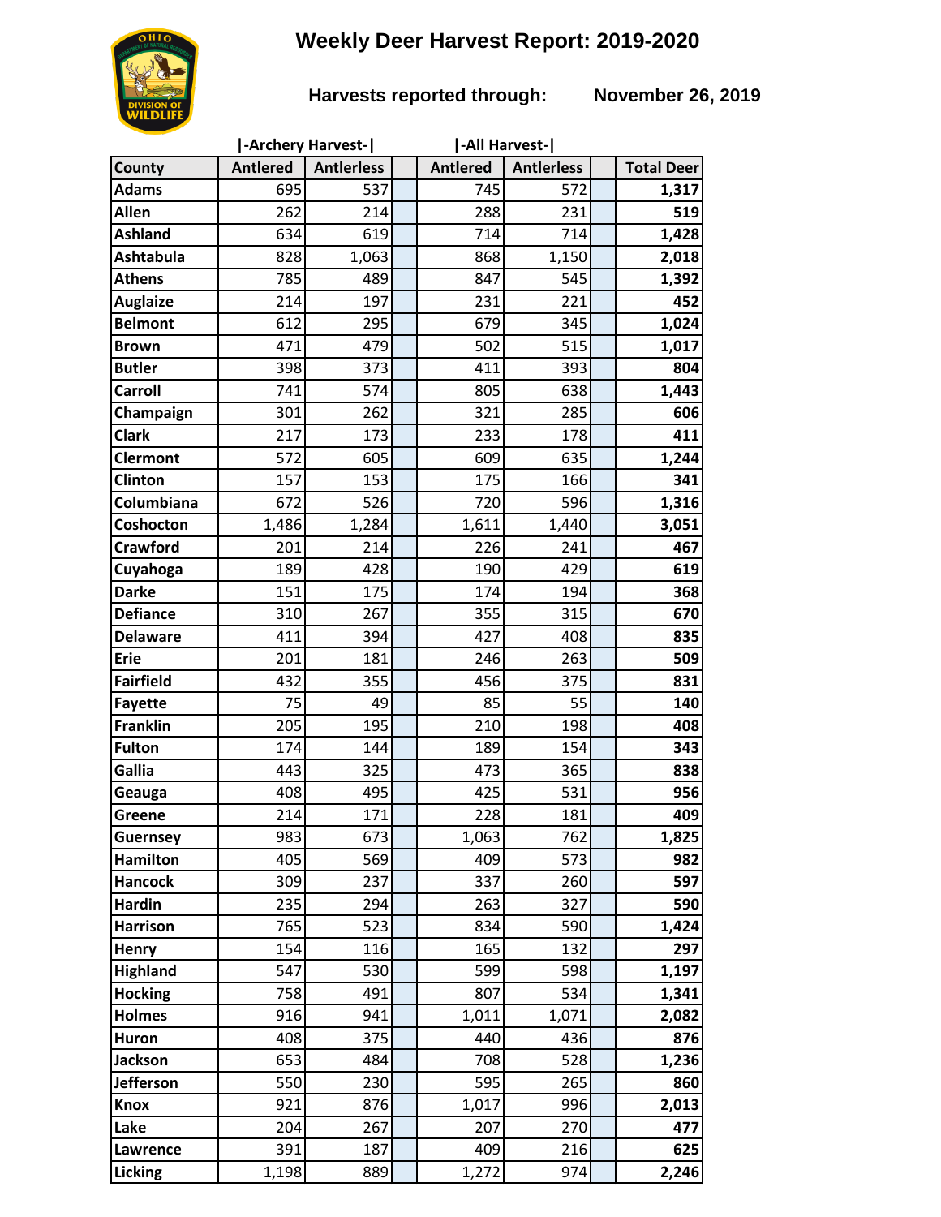# Weekly Deer Harvest Report: 2019-2020

**Harvests reported through: November 26, 2019**

| County | Archery Harvest Antlered | Archery Harvest Antlerless | | All Harvest Antlered | All Harvest Antlerless | | Total Deer |
|---|---|---|---|---|---|---|---|
| Adams | 695 | 537 | | 745 | 572 | | **1,317** |
| Allen | 262 | 214 | | 288 | 231 | | **519** |
| Ashland | 634 | 619 | | 714 | 714 | | **1,428** |
| Ashtabula | 828 | 1,063 | | 868 | 1,150 | | **2,018** |
| Athens | 785 | 489 | | 847 | 545 | | **1,392** |
| Auglaize | 214 | 197 | | 231 | 221 | | **452** |
| Belmont | 612 | 295 | | 679 | 345 | | **1,024** |
| Brown | 471 | 479 | | 502 | 515 | | **1,017** |
| Butler | 398 | 373 | | 411 | 393 | | **804** |
| Carroll | 741 | 574 | | 805 | 638 | | **1,443** |
| Champaign | 301 | 262 | | 321 | 285 | | **606** |
| Clark | 217 | 173 | | 233 | 178 | | **411** |
| Clermont | 572 | 605 | | 609 | 635 | | **1,244** |
| Clinton | 157 | 153 | | 175 | 166 | | **341** |
| Columbiana | 672 | 526 | | 720 | 596 | | **1,316** |
| Coshocton | 1,486 | 1,284 | | 1,611 | 1,440 | | **3,051** |
| Crawford | 201 | 214 | | 226 | 241 | | **467** |
| Cuyahoga | 189 | 428 | | 190 | 429 | | **619** |
| Darke | 151 | 175 | | 174 | 194 | | **368** |
| Defiance | 310 | 267 | | 355 | 315 | | **670** |
| Delaware | 411 | 394 | | 427 | 408 | | **835** |
| Erie | 201 | 181 | | 246 | 263 | | **509** |
| Fairfield | 432 | 355 | | 456 | 375 | | **831** |
| Fayette | 75 | 49 | | 85 | 55 | | **140** |
| Franklin | 205 | 195 | | 210 | 198 | | **408** |
| Fulton | 174 | 144 | | 189 | 154 | | **343** |
| Gallia | 443 | 325 | | 473 | 365 | | **838** |
| Geauga | 408 | 495 | | 425 | 531 | | **956** |
| Greene | 214 | 171 | | 228 | 181 | | **409** |
| Guernsey | 983 | 673 | | 1,063 | 762 | | **1,825** |
| Hamilton | 405 | 569 | | 409 | 573 | | **982** |
| Hancock | 309 | 237 | | 337 | 260 | | **597** |
| Hardin | 235 | 294 | | 263 | 327 | | **590** |
| Harrison | 765 | 523 | | 834 | 590 | | **1,424** |
| Henry | 154 | 116 | | 165 | 132 | | **297** |
| Highland | 547 | 530 | | 599 | 598 | | **1,197** |
| Hocking | 758 | 491 | | 807 | 534 | | **1,341** |
| Holmes | 916 | 941 | | 1,011 | 1,071 | | **2,082** |
| Huron | 408 | 375 | | 440 | 436 | | **876** |
| Jackson | 653 | 484 | | 708 | 528 | | **1,236** |
| Jefferson | 550 | 230 | | 595 | 265 | | **860** |
| Knox | 921 | 876 | | 1,017 | 996 | | **2,013** |
| Lake | 204 | 267 | | 207 | 270 | | **477** |
| Lawrence | 391 | 187 | | 409 | 216 | | **625** |
| Licking | 1,198 | 889 | | 1,272 | 974 | | **2,246** |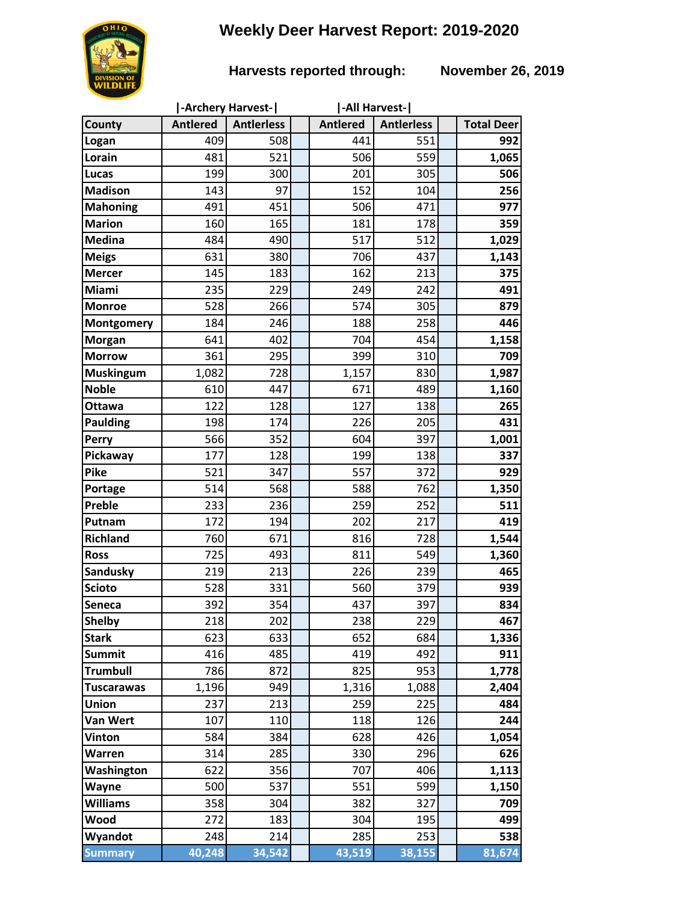# Weekly Deer Harvest Report: 2019-2020

**Harvests reported through: November 26, 2019**

| County | \|-Archery Harvest-\| | | | \|-All Harvest-\| | | | |
|---|---|---|---|---|---|---|---|
| | Antlered | Antlerless | | Antlered | Antlerless | | Total Deer |
| Logan | 409 | 508 | | 441 | 551 | | 992 |
| Lorain | 481 | 521 | | 506 | 559 | | 1,065 |
| Lucas | 199 | 300 | | 201 | 305 | | 506 |
| Madison | 143 | 97 | | 152 | 104 | | 256 |
| Mahoning | 491 | 451 | | 506 | 471 | | 977 |
| Marion | 160 | 165 | | 181 | 178 | | 359 |
| Medina | 484 | 490 | | 517 | 512 | | 1,029 |
| Meigs | 631 | 380 | | 706 | 437 | | 1,143 |
| Mercer | 145 | 183 | | 162 | 213 | | 375 |
| Miami | 235 | 229 | | 249 | 242 | | 491 |
| Monroe | 528 | 266 | | 574 | 305 | | 879 |
| Montgomery | 184 | 246 | | 188 | 258 | | 446 |
| Morgan | 641 | 402 | | 704 | 454 | | 1,158 |
| Morrow | 361 | 295 | | 399 | 310 | | 709 |
| Muskingum | 1,082 | 728 | | 1,157 | 830 | | 1,987 |
| Noble | 610 | 447 | | 671 | 489 | | 1,160 |
| Ottawa | 122 | 128 | | 127 | 138 | | 265 |
| Paulding | 198 | 174 | | 226 | 205 | | 431 |
| Perry | 566 | 352 | | 604 | 397 | | 1,001 |
| Pickaway | 177 | 128 | | 199 | 138 | | 337 |
| Pike | 521 | 347 | | 557 | 372 | | 929 |
| Portage | 514 | 568 | | 588 | 762 | | 1,350 |
| Preble | 233 | 236 | | 259 | 252 | | 511 |
| Putnam | 172 | 194 | | 202 | 217 | | 419 |
| Richland | 760 | 671 | | 816 | 728 | | 1,544 |
| Ross | 725 | 493 | | 811 | 549 | | 1,360 |
| Sandusky | 219 | 213 | | 226 | 239 | | 465 |
| Scioto | 528 | 331 | | 560 | 379 | | 939 |
| Seneca | 392 | 354 | | 437 | 397 | | 834 |
| Shelby | 218 | 202 | | 238 | 229 | | 467 |
| Stark | 623 | 633 | | 652 | 684 | | 1,336 |
| Summit | 416 | 485 | | 419 | 492 | | 911 |
| Trumbull | 786 | 872 | | 825 | 953 | | 1,778 |
| Tuscarawas | 1,196 | 949 | | 1,316 | 1,088 | | 2,404 |
| Union | 237 | 213 | | 259 | 225 | | 484 |
| Van Wert | 107 | 110 | | 118 | 126 | | 244 |
| Vinton | 584 | 384 | | 628 | 426 | | 1,054 |
| Warren | 314 | 285 | | 330 | 296 | | 626 |
| Washington | 622 | 356 | | 707 | 406 | | 1,113 |
| Wayne | 500 | 537 | | 551 | 599 | | 1,150 |
| Williams | 358 | 304 | | 382 | 327 | | 709 |
| Wood | 272 | 183 | | 304 | 195 | | 499 |
| Wyandot | 248 | 214 | | 285 | 253 | | 538 |
| **Summary** | **40,248** | **34,542** | | **43,519** | **38,155** | | **81,674** |